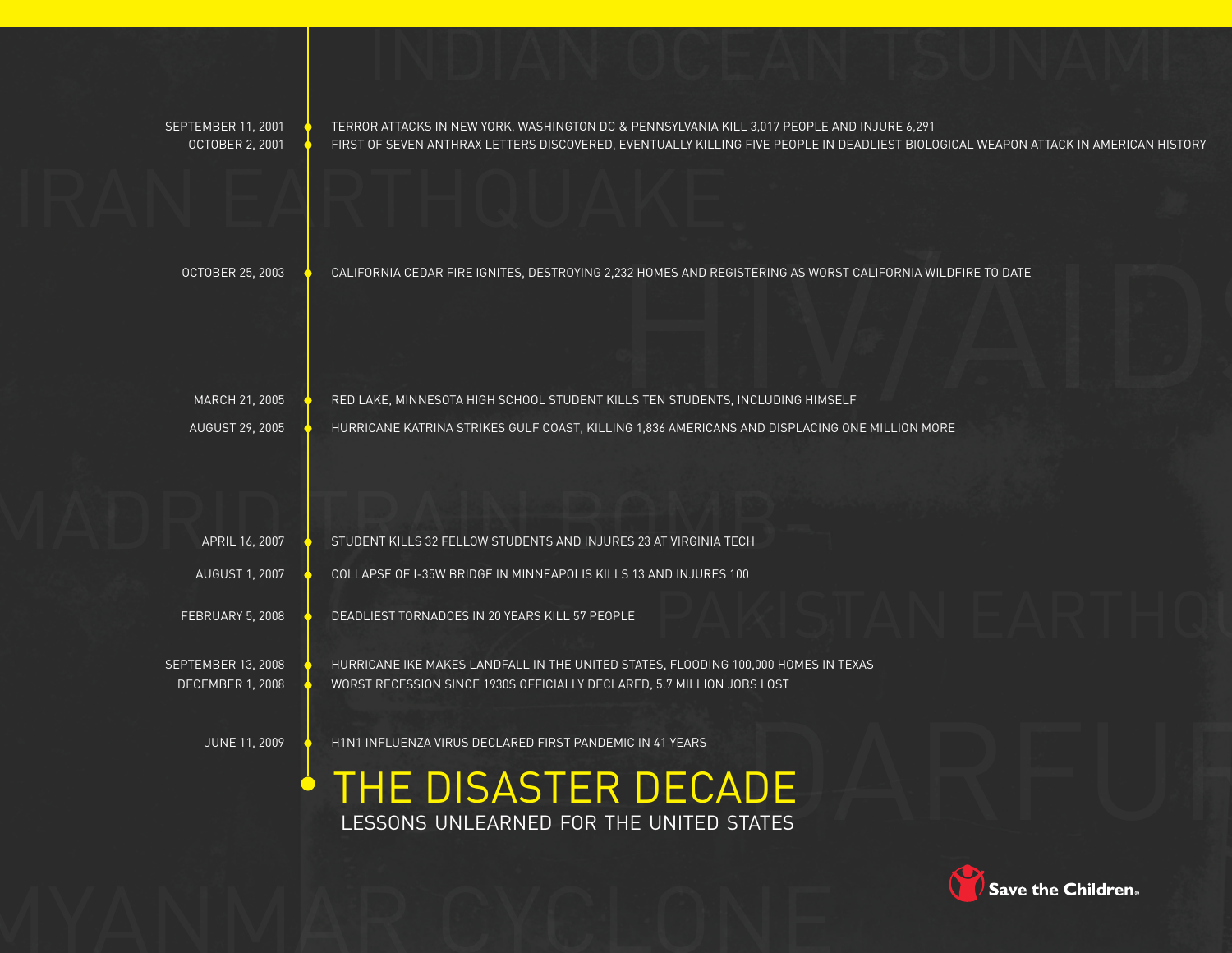# THE DISASTER DECADE

## LESSONS UNLEARNED FOR THE UNITED STATES

- SEPTEMBER 11, 2001 — TERROR ATTACKS IN NEW YORK, WASHINGTON DC & PENNSYLVANIA KILL 3,017 PEOPLE AND INJURE 6,291
- OCTOBER 2, 2001 — FIRST OF SEVEN ANTHRAX LETTERS DISCOVERED, EVENTUALLY KILLING FIVE PEOPLE IN DEADLIEST BIOLOGICAL WEAPON ATTACK IN AMERICAN HISTORY
- OCTOBER 25, 2003 — CALIFORNIA CEDAR FIRE IGNITES, DESTROYING 2,232 HOMES AND REGISTERING AS WORST CALIFORNIA WILDFIRE TO DATE
- MARCH 21, 2005 — RED LAKE, MINNESOTA HIGH SCHOOL STUDENT KILLS TEN STUDENTS, INCLUDING HIMSELF
- AUGUST 29, 2005 — HURRICANE KATRINA STRIKES GULF COAST, KILLING 1,836 AMERICANS AND DISPLACING ONE MILLION MORE
- APRIL 16, 2007 — STUDENT KILLS 32 FELLOW STUDENTS AND INJURES 23 AT VIRGINIA TECH
- AUGUST 1, 2007 — COLLAPSE OF I-35W BRIDGE IN MINNEAPOLIS KILLS 13 AND INJURES 100
- FEBRUARY 5, 2008 — DEADLIEST TORNADOES IN 20 YEARS KILL 57 PEOPLE
- SEPTEMBER 13, 2008 — HURRICANE IKE MAKES LANDFALL IN THE UNITED STATES, FLOODING 100,000 HOMES IN TEXAS
- DECEMBER 1, 2008 — WORST RECESSION SINCE 1930S OFFICIALLY DECLARED, 5.7 MILLION JOBS LOST
- JUNE 11, 2009 — H1N1 INFLUENZA VIRUS DECLARED FIRST PANDEMIC IN 41 YEARS

Save the Children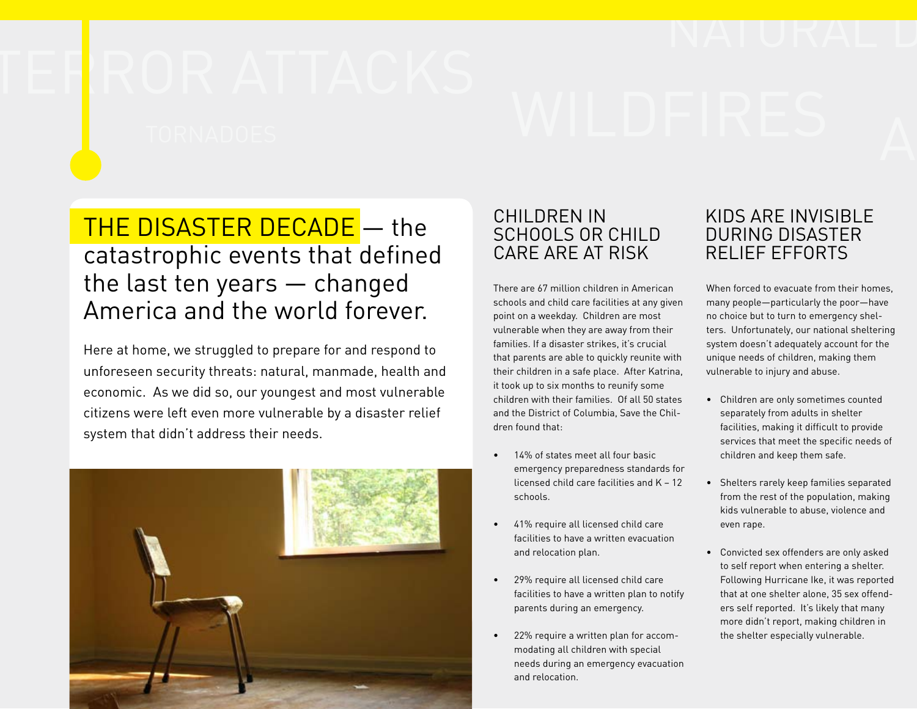**THE DISASTER DECADE** — the catastrophic events that defined the last ten years — changed America and the world forever.

Here at home, we struggled to prepare for and respond to unforeseen security threats: natural, manmade, health and economic. As we did so, our youngest and most vulnerable citizens were left even more vulnerable by a disaster relief system that didn't address their needs.

## CHILDREN IN SCHOOLS OR CHILD CARE ARE AT RISK

There are 67 million children in American schools and child care facilities at any given point on a weekday. Children are most vulnerable when they are away from their families. If a disaster strikes, it's crucial that parents are able to quickly reunite with their children in a safe place. After Katrina, it took up to six months to reunify some children with their families. Of all 50 states and the District of Columbia, Save the Children found that:

- 14% of states meet all four basic emergency preparedness standards for licensed child care facilities and K – 12 schools.
- 41% require all licensed child care facilities to have a written evacuation and relocation plan.
- 29% require all licensed child care facilities to have a written plan to notify parents during an emergency.
- 22% require a written plan for accommodating all children with special needs during an emergency evacuation and relocation.

## KIDS ARE INVISIBLE DURING DISASTER RELIEF EFFORTS

When forced to evacuate from their homes, many people—particularly the poor—have no choice but to turn to emergency shelters. Unfortunately, our national sheltering system doesn't adequately account for the unique needs of children, making them vulnerable to injury and abuse.

- Children are only sometimes counted separately from adults in shelter facilities, making it difficult to provide services that meet the specific needs of children and keep them safe.
- Shelters rarely keep families separated from the rest of the population, making kids vulnerable to abuse, violence and even rape.
- Convicted sex offenders are only asked to self report when entering a shelter. Following Hurricane Ike, it was reported that at one shelter alone, 35 sex offenders self reported. It's likely that many more didn't report, making children in the shelter especially vulnerable.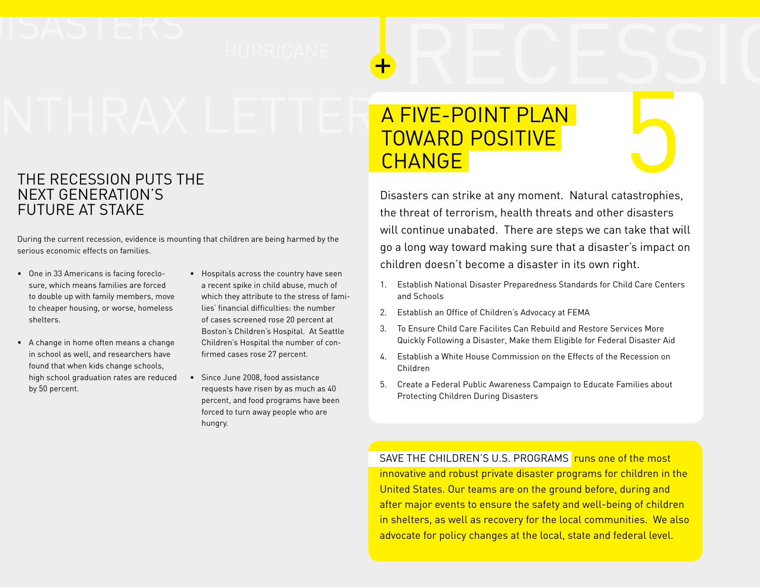## THE RECESSION PUTS THE NEXT GENERATION'S FUTURE AT STAKE

During the current recession, evidence is mounting that children are being harmed by the serious economic effects on families.

- One in 33 Americans is facing foreclosure, which means families are forced to double up with family members, move to cheaper housing, or worse, homeless shelters.
- A change in home often means a change in school as well, and researchers have found that when kids change schools, high school graduation rates are reduced by 50 percent.
- Hospitals across the country have seen a recent spike in child abuse, much of which they attribute to the stress of families' financial difficulties: the number of cases screened rose 20 percent at Boston's Children's Hospital. At Seattle Children's Hospital the number of confirmed cases rose 27 percent.
- Since June 2008, food assistance requests have risen by as much as 40 percent, and food programs have been forced to turn away people who are hungry.

## A FIVE-POINT PLAN TOWARD POSITIVE CHANGE

Disasters can strike at any moment. Natural catastrophies, the threat of terrorism, health threats and other disasters will continue unabated. There are steps we can take that will go a long way toward making sure that a disaster's impact on children doesn't become a disaster in its own right.

1. Establish National Disaster Preparedness Standards for Child Care Centers and Schools
2. Establish an Office of Children's Advocacy at FEMA
3. To Ensure Child Care Facilites Can Rebuild and Restore Services More Quickly Following a Disaster, Make them Eligible for Federal Disaster Aid
4. Establish a White House Commission on the Effects of the Recession on Children
5. Create a Federal Public Awareness Campaign to Educate Families about Protecting Children During Disasters

SAVE THE CHILDREN'S U.S. PROGRAMS runs one of the most innovative and robust private disaster programs for children in the United States. Our teams are on the ground before, during and after major events to ensure the safety and well-being of children in shelters, as well as recovery for the local communities. We also advocate for policy changes at the local, state and federal level.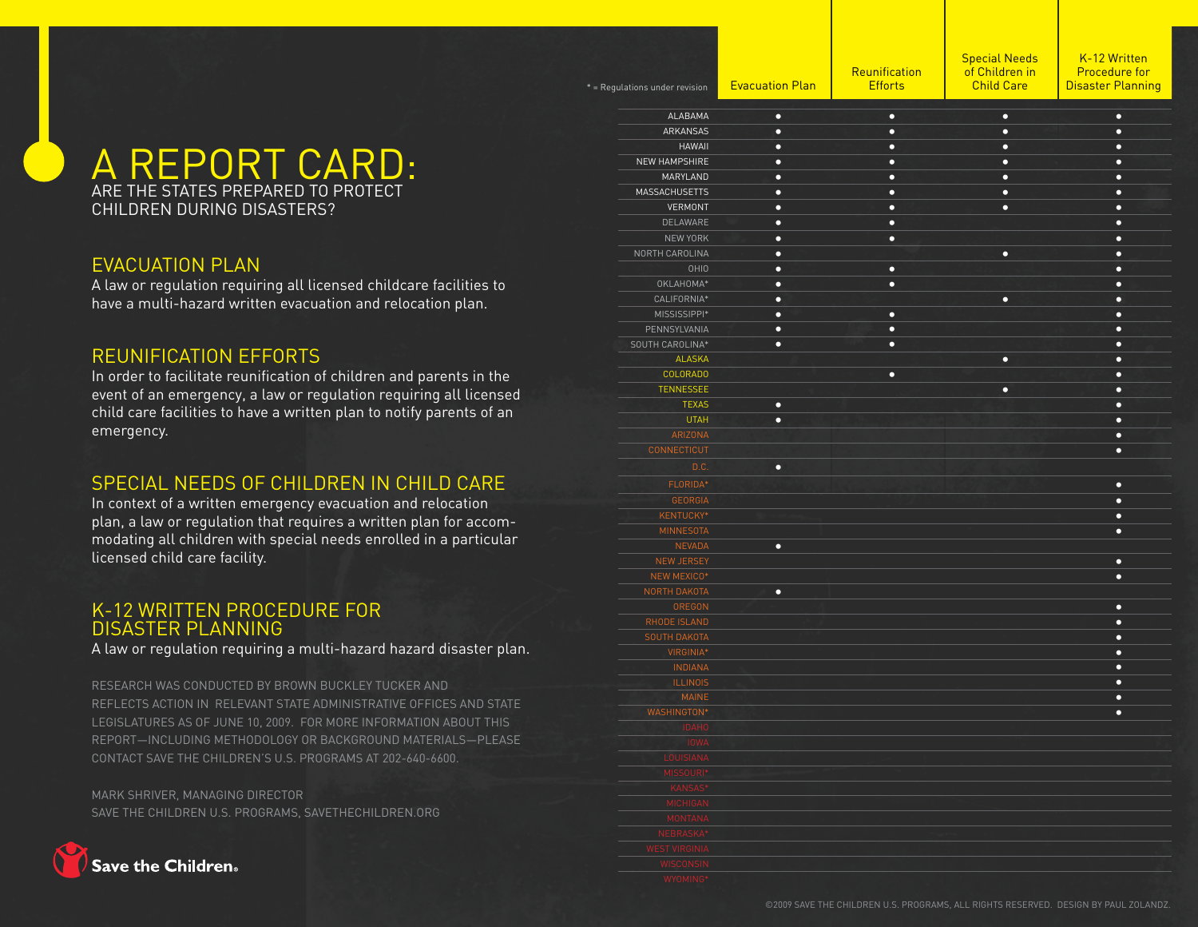# A REPORT CARD:

## ARE THE STATES PREPARED TO PROTECT CHILDREN DURING DISASTERS?

### EVACUATION PLAN

A law or regulation requiring all licensed childcare facilities to have a multi-hazard written evacuation and relocation plan.

### REUNIFICATION EFFORTS

In order to facilitate reunification of children and parents in the event of an emergency, a law or regulation requiring all licensed child care facilities to have a written plan to notify parents of an emergency.

### SPECIAL NEEDS OF CHILDREN IN CHILD CARE

In context of a written emergency evacuation and relocation plan, a law or regulation that requires a written plan for accommodating all children with special needs enrolled in a particular licensed child care facility.

### K-12 WRITTEN PROCEDURE FOR DISASTER PLANNING

A law or regulation requiring a multi-hazard hazard disaster plan.

RESEARCH WAS CONDUCTED BY BROWN BUCKLEY TUCKER AND REFLECTS ACTION IN RELEVANT STATE ADMINISTRATIVE OFFICES AND STATE LEGISLATURES AS OF JUNE 10, 2009. FOR MORE INFORMATION ABOUT THIS REPORT—INCLUDING METHODOLOGY OR BACKGROUND MATERIALS—PLEASE CONTACT SAVE THE CHILDREN'S U.S. PROGRAMS AT 202-640-6600.

MARK SHRIVER, MANAGING DIRECTOR
SAVE THE CHILDREN U.S. PROGRAMS, SAVETHECHILDREN.ORG

Save the Children

* = Regulations under revision

| | Evacuation Plan | Reunification Efforts | Special Needs of Children in Child Care | K-12 Written Procedure for Disaster Planning |
|---|---|---|---|---|
| ALABAMA | ● | ● | ● | ● |
| ARKANSAS | ● | ● | ● | ● |
| HAWAII | ● | ● | ● | ● |
| NEW HAMPSHIRE | ● | ● | ● | ● |
| MARYLAND | ● | ● | ● | ● |
| MASSACHUSETTS | ● | ● | ● | ● |
| VERMONT | ● | ● | ● | ● |
| DELAWARE | ● | ● | | ● |
| NEW YORK | ● | ● | | ● |
| NORTH CAROLINA | ● | | ● | ● |
| OHIO | ● | ● | | ● |
| OKLAHOMA* | ● | ● | | ● |
| CALIFORNIA* | ● | | ● | ● |
| MISSISSIPPI* | ● | ● | | ● |
| PENNSYLVANIA | ● | ● | | ● |
| SOUTH CAROLINA* | ● | ● | | ● |
| ALASKA | | | ● | ● |
| COLORADO | | ● | | ● |
| TENNESSEE | | | ● | ● |
| TEXAS | ● | | | ● |
| UTAH | ● | | | ● |
| ARIZONA | | | | ● |
| CONNECTICUT | | | | ● |
| D.C. | ● | | | |
| FLORIDA* | | | | ● |
| GEORGIA | | | | ● |
| KENTUCKY* | | | | ● |
| MINNESOTA | | | | ● |
| NEVADA | ● | | | |
| NEW JERSEY | | | | ● |
| NEW MEXICO* | | | | ● |
| NORTH DAKOTA | ● | | | |
| OREGON | | | | ● |
| RHODE ISLAND | | | | ● |
| SOUTH DAKOTA | | | | ● |
| VIRGINIA* | | | | ● |
| INDIANA | | | | ● |
| ILLINOIS | | | | ● |
| MAINE | | | | ● |
| WASHINGTON* | | | | ● |
| IDAHO | | | | |
| IOWA | | | | |
| LOUISIANA | | | | |
| MISSOURI* | | | | |
| KANSAS* | | | | |
| MICHIGAN | | | | |
| MONTANA | | | | |
| NEBRASKA* | | | | |
| WEST VIRGINIA | | | | |
| WISCONSIN | | | | |
| WYOMING* | | | | |

©2009 SAVE THE CHILDREN U.S. PROGRAMS, ALL RIGHTS RESERVED. DESIGN BY PAUL ZOLANDZ.